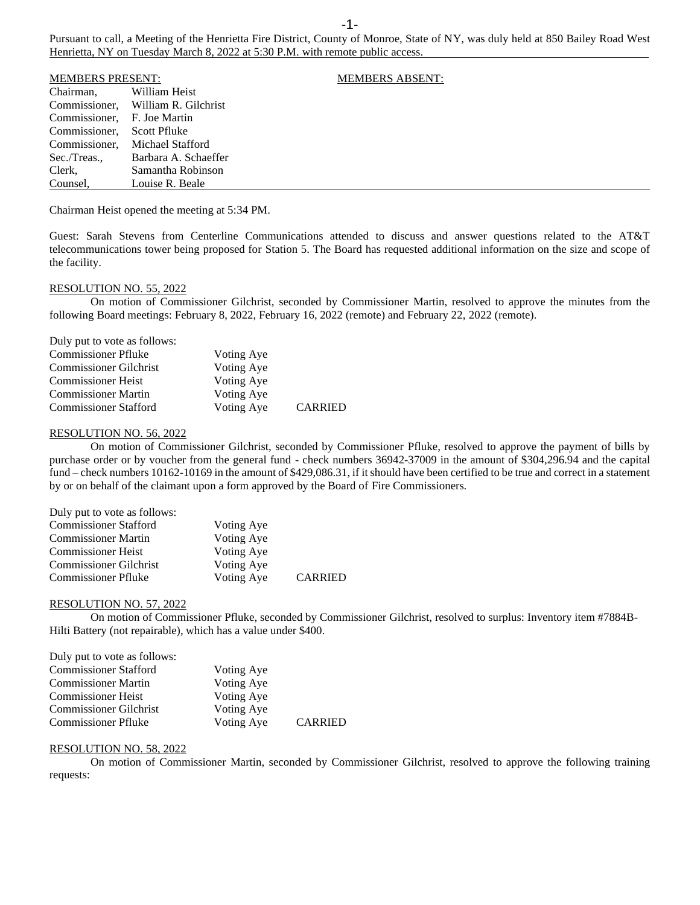Pursuant to call, a Meeting of the Henrietta Fire District, County of Monroe, State of NY, was duly held at 850 Bailey Road West Henrietta, NY on Tuesday March 8, 2022 at 5:30 P.M. with remote public access.

| MEMBERS PRESENT: | | MEMBERS ABSENT: |
|---|---|---|
| Chairman, | William Heist | |
| Commissioner, | William R. Gilchrist | |
| Commissioner, | F. Joe Martin | |
| Commissioner, | Scott Pfluke | |
| Commissioner, | Michael Stafford | |
| Sec./Treas., | Barbara A. Schaeffer | |
| Clerk, | Samantha Robinson | |
| Counsel, | Louise R. Beale | |

Chairman Heist opened the meeting at 5:34 PM.

Guest: Sarah Stevens from Centerline Communications attended to discuss and answer questions related to the AT&T telecommunications tower being proposed for Station 5. The Board has requested additional information on the size and scope of the facility.

RESOLUTION NO. 55, 2022

On motion of Commissioner Gilchrist, seconded by Commissioner Martin, resolved to approve the minutes from the following Board meetings: February 8, 2022, February 16, 2022 (remote) and February 22, 2022 (remote).

Duly put to vote as follows:

| | | |
|---|---|---|
| Commissioner Pfluke | Voting Aye | |
| Commissioner Gilchrist | Voting Aye | |
| Commissioner Heist | Voting Aye | |
| Commissioner Martin | Voting Aye | |
| Commissioner Stafford | Voting Aye | CARRIED |

RESOLUTION NO. 56, 2022

On motion of Commissioner Gilchrist, seconded by Commissioner Pfluke, resolved to approve the payment of bills by purchase order or by voucher from the general fund - check numbers 36942-37009 in the amount of $304,296.94 and the capital fund – check numbers 10162-10169 in the amount of $429,086.31, if it should have been certified to be true and correct in a statement by or on behalf of the claimant upon a form approved by the Board of Fire Commissioners.

Duly put to vote as follows:

| | | |
|---|---|---|
| Commissioner Stafford | Voting Aye | |
| Commissioner Martin | Voting Aye | |
| Commissioner Heist | Voting Aye | |
| Commissioner Gilchrist | Voting Aye | |
| Commissioner Pfluke | Voting Aye | CARRIED |

RESOLUTION NO. 57, 2022

On motion of Commissioner Pfluke, seconded by Commissioner Gilchrist, resolved to surplus: Inventory item #7884B-Hilti Battery (not repairable), which has a value under $400.

Duly put to vote as follows:

| | | |
|---|---|---|
| Commissioner Stafford | Voting Aye | |
| Commissioner Martin | Voting Aye | |
| Commissioner Heist | Voting Aye | |
| Commissioner Gilchrist | Voting Aye | |
| Commissioner Pfluke | Voting Aye | CARRIED |

RESOLUTION NO. 58, 2022

On motion of Commissioner Martin, seconded by Commissioner Gilchrist, resolved to approve the following training requests: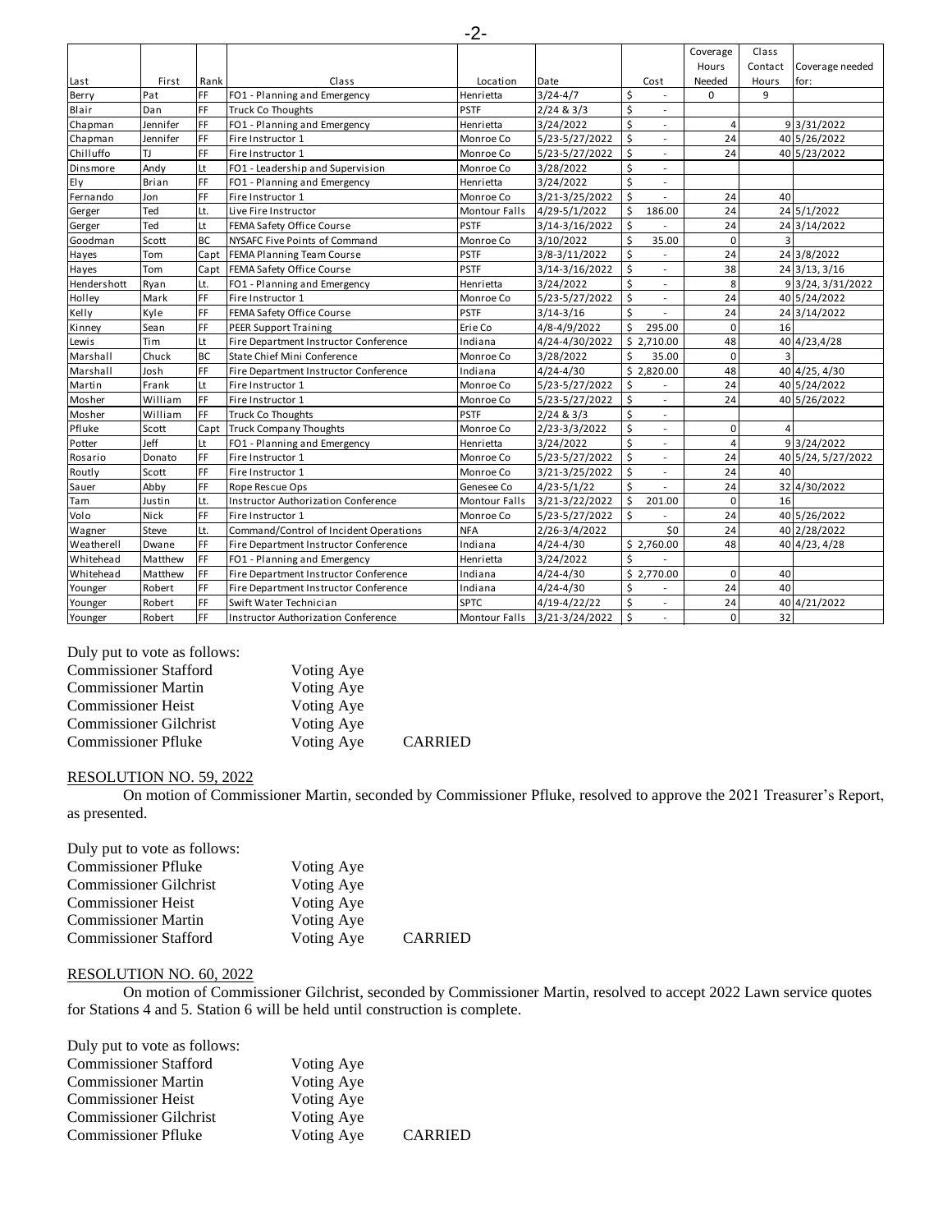| Last | First | Rank | Class | Location | Date | Cost | Coverage Hours Needed | Class Contact Hours | Coverage needed for: |
|---|---|---|---|---|---|---|---|---|---|
| Berry | Pat | FF | FO1 - Planning and Emergency | Henrietta | 3/24-4/7 | $ - | 0 | 9 | |
| Blair | Dan | FF | Truck Co Thoughts | PSTF | 2/24 & 3/3 | $ - | | | |
| Chapman | Jennifer | FF | FO1 - Planning and Emergency | Henrietta | 3/24/2022 | $ - | 4 | 9 | 3/31/2022 |
| Chapman | Jennifer | FF | Fire Instructor 1 | Monroe Co | 5/23-5/27/2022 | $ - | 24 | 40 | 5/26/2022 |
| Chilluffo | TJ | FF | Fire Instructor 1 | Monroe Co | 5/23-5/27/2022 | $ - | 24 | 40 | 5/23/2022 |
| Dinsmore | Andy | Lt | FO1 - Leadership and Supervision | Monroe Co | 3/28/2022 | $ - | | | |
| Ely | Brian | FF | FO1 - Planning and Emergency | Henrietta | 3/24/2022 | $ - | | | |
| Fernando | Jon | FF | Fire Instructor 1 | Monroe Co | 3/21-3/25/2022 | $ - | 24 | 40 | |
| Gerger | Ted | Lt. | Live Fire Instructor | Montour Falls | 4/29-5/1/2022 | $ 186.00 | 24 | 24 | 5/1/2022 |
| Gerger | Ted | Lt | FEMA Safety Office Course | PSTF | 3/14-3/16/2022 | $ - | 24 | 24 | 3/14/2022 |
| Goodman | Scott | BC | NYSAFC Five Points of Command | Monroe Co | 3/10/2022 | $ 35.00 | 0 | 3 | |
| Hayes | Tom | Capt | FEMA Planning Team Course | PSTF | 3/8-3/11/2022 | $ - | 24 | 24 | 3/8/2022 |
| Hayes | Tom | Capt | FEMA Safety Office Course | PSTF | 3/14-3/16/2022 | $ - | 38 | 24 | 3/13, 3/16 |
| Hendershott | Ryan | Lt. | FO1 - Planning and Emergency | Henrietta | 3/24/2022 | $ - | 8 | 9 | 3/24, 3/31/2022 |
| Holley | Mark | FF | Fire Instructor 1 | Monroe Co | 5/23-5/27/2022 | $ - | 24 | 40 | 5/24/2022 |
| Kelly | Kyle | FF | FEMA Safety Office Course | PSTF | 3/14-3/16 | $ - | 24 | 24 | 3/14/2022 |
| Kinney | Sean | FF | PEER Support Training | Erie Co | 4/8-4/9/2022 | $ 295.00 | 0 | 16 | |
| Lewis | Tim | Lt | Fire Department Instructor Conference | Indiana | 4/24-4/30/2022 | $ 2,710.00 | 48 | 40 | 4/23,4/28 |
| Marshall | Chuck | BC | State Chief Mini Conference | Monroe Co | 3/28/2022 | $ 35.00 | 0 | 3 | |
| Marshall | Josh | FF | Fire Department Instructor Conference | Indiana | 4/24-4/30 | $ 2,820.00 | 48 | 40 | 4/25, 4/30 |
| Martin | Frank | Lt | Fire Instructor 1 | Monroe Co | 5/23-5/27/2022 | $ - | 24 | 40 | 5/24/2022 |
| Mosher | William | FF | Fire Instructor 1 | Monroe Co | 5/23-5/27/2022 | $ - | 24 | 40 | 5/26/2022 |
| Mosher | William | FF | Truck Co Thoughts | PSTF | 2/24 & 3/3 | $ - | | | |
| Pfluke | Scott | Capt | Truck Company Thoughts | Monroe Co | 2/23-3/3/2022 | $ - | 0 | 4 | |
| Potter | Jeff | Lt | FO1 - Planning and Emergency | Henrietta | 3/24/2022 | $ - | 4 | 9 | 3/24/2022 |
| Rosario | Donato | FF | Fire Instructor 1 | Monroe Co | 5/23-5/27/2022 | $ - | 24 | 40 | 5/24, 5/27/2022 |
| Routly | Scott | FF | Fire Instructor 1 | Monroe Co | 3/21-3/25/2022 | $ - | 24 | 40 | |
| Sauer | Abby | FF | Rope Rescue Ops | Genesee Co | 4/23-5/1/22 | $ - | 24 | 32 | 4/30/2022 |
| Tam | Justin | Lt. | Instructor Authorization Conference | Montour Falls | 3/21-3/22/2022 | $ 201.00 | 0 | 16 | |
| Volo | Nick | FF | Fire Instructor 1 | Monroe Co | 5/23-5/27/2022 | $ - | 24 | 40 | 5/26/2022 |
| Wagner | Steve | Lt. | Command/Control of Incident Operations | NFA | 2/26-3/4/2022 | $0 | 24 | 40 | 2/28/2022 |
| Weatherell | Dwane | FF | Fire Department Instructor Conference | Indiana | 4/24-4/30 | $ 2,760.00 | 48 | 40 | 4/23, 4/28 |
| Whitehead | Matthew | FF | FO1 - Planning and Emergency | Henrietta | 3/24/2022 | $ - | | | |
| Whitehead | Matthew | FF | Fire Department Instructor Conference | Indiana | 4/24-4/30 | $ 2,770.00 | 0 | 40 | |
| Younger | Robert | FF | Fire Department Instructor Conference | Indiana | 4/24-4/30 | $ - | 24 | 40 | |
| Younger | Robert | FF | Swift Water Technician | SPTC | 4/19-4/22/22 | $ - | 24 | 40 | 4/21/2022 |
| Younger | Robert | FF | Instructor Authorization Conference | Montour Falls | 3/21-3/24/2022 | $ - | 0 | 32 | |

Duly put to vote as follows:

| | | |
|---|---|---|
| Commissioner Stafford | Voting Aye | |
| Commissioner Martin | Voting Aye | |
| Commissioner Heist | Voting Aye | |
| Commissioner Gilchrist | Voting Aye | |
| Commissioner Pfluke | Voting Aye | CARRIED |

RESOLUTION NO. 59, 2022

On motion of Commissioner Martin, seconded by Commissioner Pfluke, resolved to approve the 2021 Treasurer's Report, as presented.

Duly put to vote as follows:

| | | |
|---|---|---|
| Commissioner Pfluke | Voting Aye | |
| Commissioner Gilchrist | Voting Aye | |
| Commissioner Heist | Voting Aye | |
| Commissioner Martin | Voting Aye | |
| Commissioner Stafford | Voting Aye | CARRIED |

RESOLUTION NO. 60, 2022

On motion of Commissioner Gilchrist, seconded by Commissioner Martin, resolved to accept 2022 Lawn service quotes for Stations 4 and 5. Station 6 will be held until construction is complete.

Duly put to vote as follows:

| | | |
|---|---|---|
| Commissioner Stafford | Voting Aye | |
| Commissioner Martin | Voting Aye | |
| Commissioner Heist | Voting Aye | |
| Commissioner Gilchrist | Voting Aye | |
| Commissioner Pfluke | Voting Aye | CARRIED |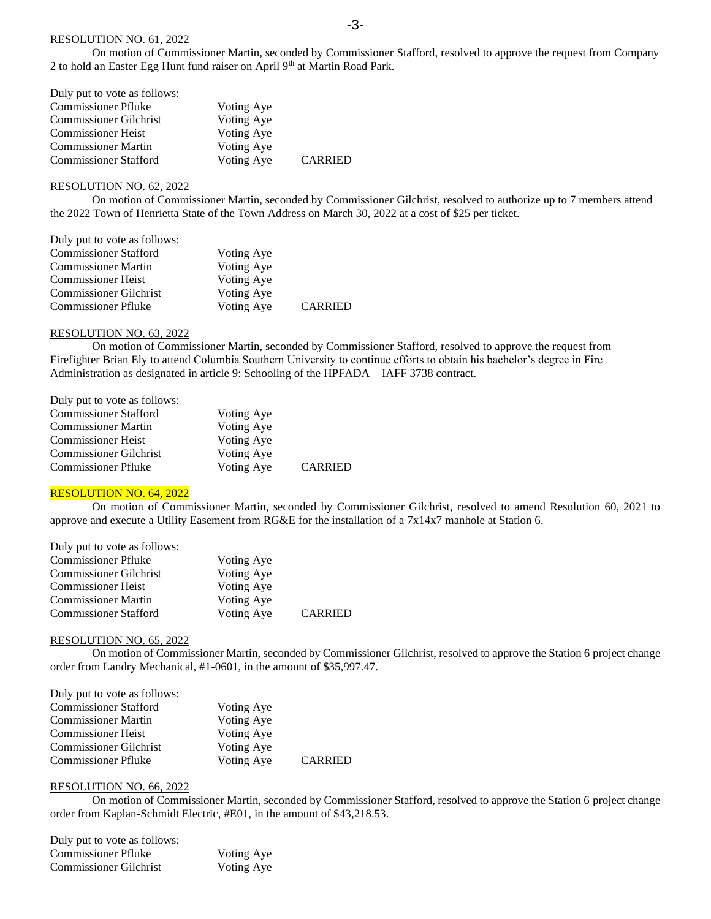RESOLUTION NO. 61, 2022

On motion of Commissioner Martin, seconded by Commissioner Stafford, resolved to approve the request from Company 2 to hold an Easter Egg Hunt fund raiser on April 9th at Martin Road Park.

Duly put to vote as follows:

| | | |
|---|---|---|
| Commissioner Pfluke | Voting Aye | |
| Commissioner Gilchrist | Voting Aye | |
| Commissioner Heist | Voting Aye | |
| Commissioner Martin | Voting Aye | |
| Commissioner Stafford | Voting Aye | CARRIED |

RESOLUTION NO. 62, 2022

On motion of Commissioner Martin, seconded by Commissioner Gilchrist, resolved to authorize up to 7 members attend the 2022 Town of Henrietta State of the Town Address on March 30, 2022 at a cost of $25 per ticket.

Duly put to vote as follows:

| | | |
|---|---|---|
| Commissioner Stafford | Voting Aye | |
| Commissioner Martin | Voting Aye | |
| Commissioner Heist | Voting Aye | |
| Commissioner Gilchrist | Voting Aye | |
| Commissioner Pfluke | Voting Aye | CARRIED |

RESOLUTION NO. 63, 2022

On motion of Commissioner Martin, seconded by Commissioner Stafford, resolved to approve the request from Firefighter Brian Ely to attend Columbia Southern University to continue efforts to obtain his bachelor's degree in Fire Administration as designated in article 9: Schooling of the HPFADA – IAFF 3738 contract.

Duly put to vote as follows:

| | | |
|---|---|---|
| Commissioner Stafford | Voting Aye | |
| Commissioner Martin | Voting Aye | |
| Commissioner Heist | Voting Aye | |
| Commissioner Gilchrist | Voting Aye | |
| Commissioner Pfluke | Voting Aye | CARRIED |

RESOLUTION NO. 64, 2022

On motion of Commissioner Martin, seconded by Commissioner Gilchrist, resolved to amend Resolution 60, 2021 to approve and execute a Utility Easement from RG&E for the installation of a 7x14x7 manhole at Station 6.

Duly put to vote as follows:

| | | |
|---|---|---|
| Commissioner Pfluke | Voting Aye | |
| Commissioner Gilchrist | Voting Aye | |
| Commissioner Heist | Voting Aye | |
| Commissioner Martin | Voting Aye | |
| Commissioner Stafford | Voting Aye | CARRIED |

RESOLUTION NO. 65, 2022

On motion of Commissioner Martin, seconded by Commissioner Gilchrist, resolved to approve the Station 6 project change order from Landry Mechanical, #1-0601, in the amount of $35,997.47.

Duly put to vote as follows:

| | | |
|---|---|---|
| Commissioner Stafford | Voting Aye | |
| Commissioner Martin | Voting Aye | |
| Commissioner Heist | Voting Aye | |
| Commissioner Gilchrist | Voting Aye | |
| Commissioner Pfluke | Voting Aye | CARRIED |

RESOLUTION NO. 66, 2022

On motion of Commissioner Martin, seconded by Commissioner Stafford, resolved to approve the Station 6 project change order from Kaplan-Schmidt Electric, #E01, in the amount of $43,218.53.

Duly put to vote as follows:

| | |
|---|---|
| Commissioner Pfluke | Voting Aye |
| Commissioner Gilchrist | Voting Aye |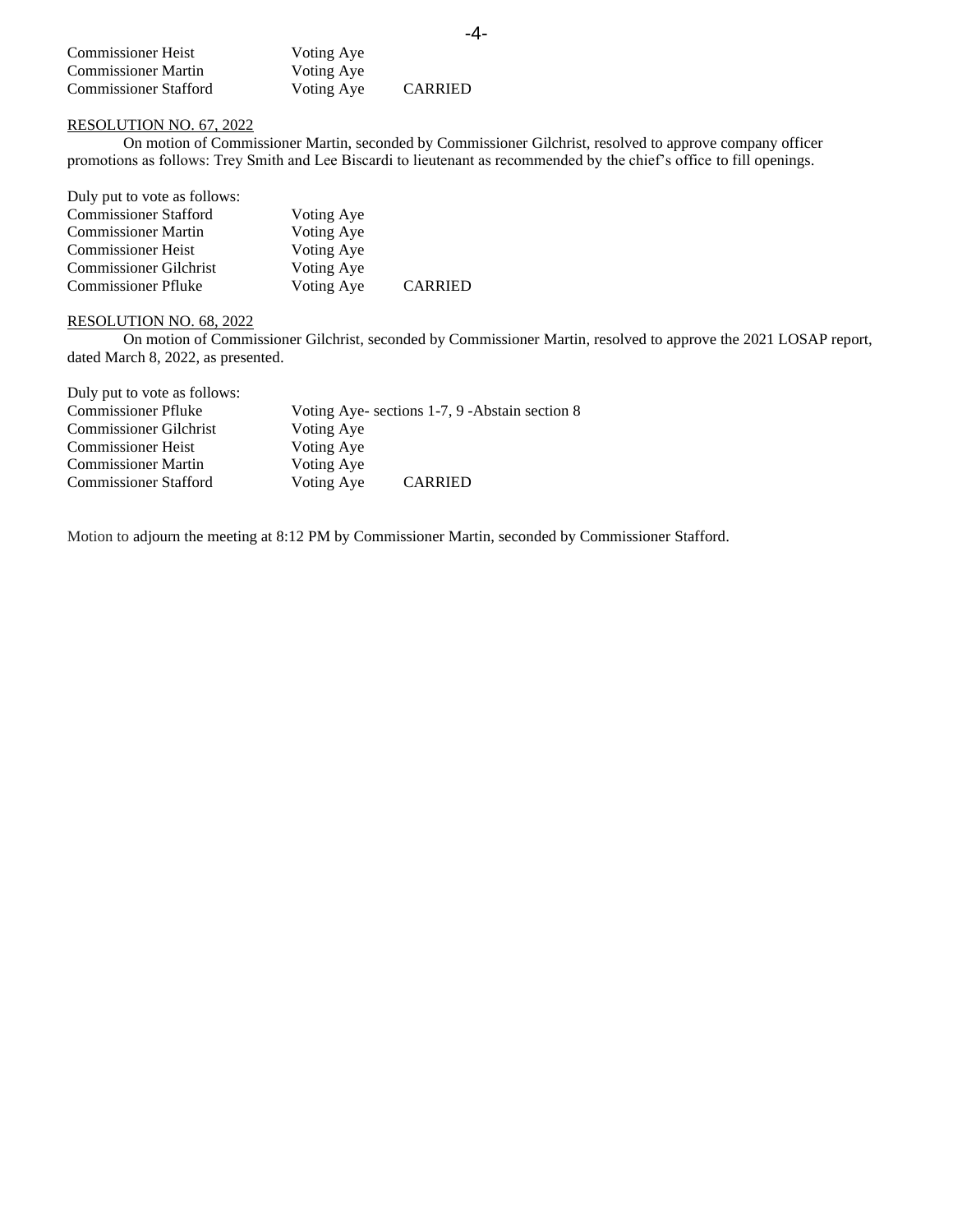| | | |
|---|---|---|
| Commissioner Heist | Voting Aye | |
| Commissioner Martin | Voting Aye | |
| Commissioner Stafford | Voting Aye | CARRIED |

RESOLUTION NO. 67, 2022

On motion of Commissioner Martin, seconded by Commissioner Gilchrist, resolved to approve company officer promotions as follows: Trey Smith and Lee Biscardi to lieutenant as recommended by the chief's office to fill openings.

Duly put to vote as follows:

| | | |
|---|---|---|
| Commissioner Stafford | Voting Aye | |
| Commissioner Martin | Voting Aye | |
| Commissioner Heist | Voting Aye | |
| Commissioner Gilchrist | Voting Aye | |
| Commissioner Pfluke | Voting Aye | CARRIED |

RESOLUTION NO. 68, 2022

On motion of Commissioner Gilchrist, seconded by Commissioner Martin, resolved to approve the 2021 LOSAP report, dated March 8, 2022, as presented.

Duly put to vote as follows:

| | | |
|---|---|---|
| Commissioner Pfluke | Voting Aye- sections 1-7, 9 -Abstain section 8 | |
| Commissioner Gilchrist | Voting Aye | |
| Commissioner Heist | Voting Aye | |
| Commissioner Martin | Voting Aye | |
| Commissioner Stafford | Voting Aye | CARRIED |

Motion to adjourn the meeting at 8:12 PM by Commissioner Martin, seconded by Commissioner Stafford.